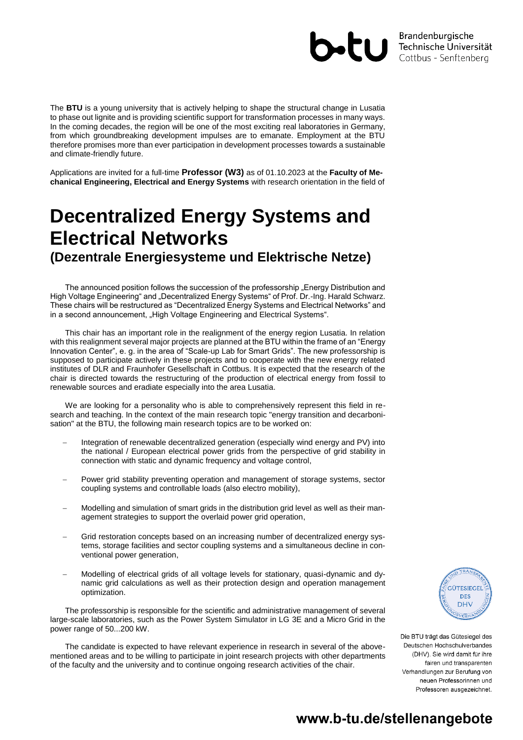Brandenburgische Technische Universität Cottbus - Senftenberg

The **BTU** is a young university that is actively helping to shape the structural change in Lusatia to phase out lignite and is providing scientific support for transformation processes in many ways. In the coming decades, the region will be one of the most exciting real laboratories in Germany, from which groundbreaking development impulses are to emanate. Employment at the BTU therefore promises more than ever participation in development processes towards a sustainable and climate-friendly future.

Applications are invited for a full-time **Professor (W3)** as of 01.10.2023 at the **Faculty of Mechanical Engineering, Electrical and Energy Systems** with research orientation in the field of

# Decentralized Energy Systems and Electrical Networks

## (Dezentrale Energiesysteme und Elektrische Netze)

The announced position follows the succession of the professorship „Energy Distribution and High Voltage Engineering“ and „Decentralized Energy Systems“ of Prof. Dr.-Ing. Harald Schwarz. These chairs will be restructured as “Decentralized Energy Systems and Electrical Networks” and in a second announcement, „High Voltage Engineering and Electrical Systems“.

This chair has an important role in the realignment of the energy region Lusatia. In relation with this realignment several major projects are planned at the BTU within the frame of an “Energy Innovation Center”, e. g. in the area of “Scale-up Lab for Smart Grids”. The new professorship is supposed to participate actively in these projects and to cooperate with the new energy related institutes of DLR and Fraunhofer Gesellschaft in Cottbus. It is expected that the research of the chair is directed towards the restructuring of the production of electrical energy from fossil to renewable sources and eradiate especially into the area Lusatia.

We are looking for a personality who is able to comprehensively represent this field in research and teaching. In the context of the main research topic "energy transition and decarbonisation" at the BTU, the following main research topics are to be worked on:

- Integration of renewable decentralized generation (especially wind energy and PV) into the national / European electrical power grids from the perspective of grid stability in connection with static and dynamic frequency and voltage control,
- Power grid stability preventing operation and management of storage systems, sector coupling systems and controllable loads (also electro mobility),
- Modelling and simulation of smart grids in the distribution grid level as well as their management strategies to support the overlaid power grid operation,
- Grid restoration concepts based on an increasing number of decentralized energy systems, storage facilities and sector coupling systems and a simultaneous decline in conventional power generation,
- Modelling of electrical grids of all voltage levels for stationary, quasi-dynamic and dynamic grid calculations as well as their protection design and operation management optimization.

The professorship is responsible for the scientific and administrative management of several large-scale laboratories, such as the Power System Simulator in LG 3E and a Micro Grid in the power range of 50...200 kW.

The candidate is expected to have relevant experience in research in several of the above-mentioned areas and to be willing to participate in joint research projects with other departments of the faculty and the university and to continue ongoing research activities of the chair.

Die BTU trägt das Gütesiegel des Deutschen Hochschulverbandes (DHV). Sie wird damit für ihre fairen und transparenten Verhandlungen zur Berufung von neuen Professorinnen und Professoren ausgezeichnet.

**www.b-tu.de/stellenangebote**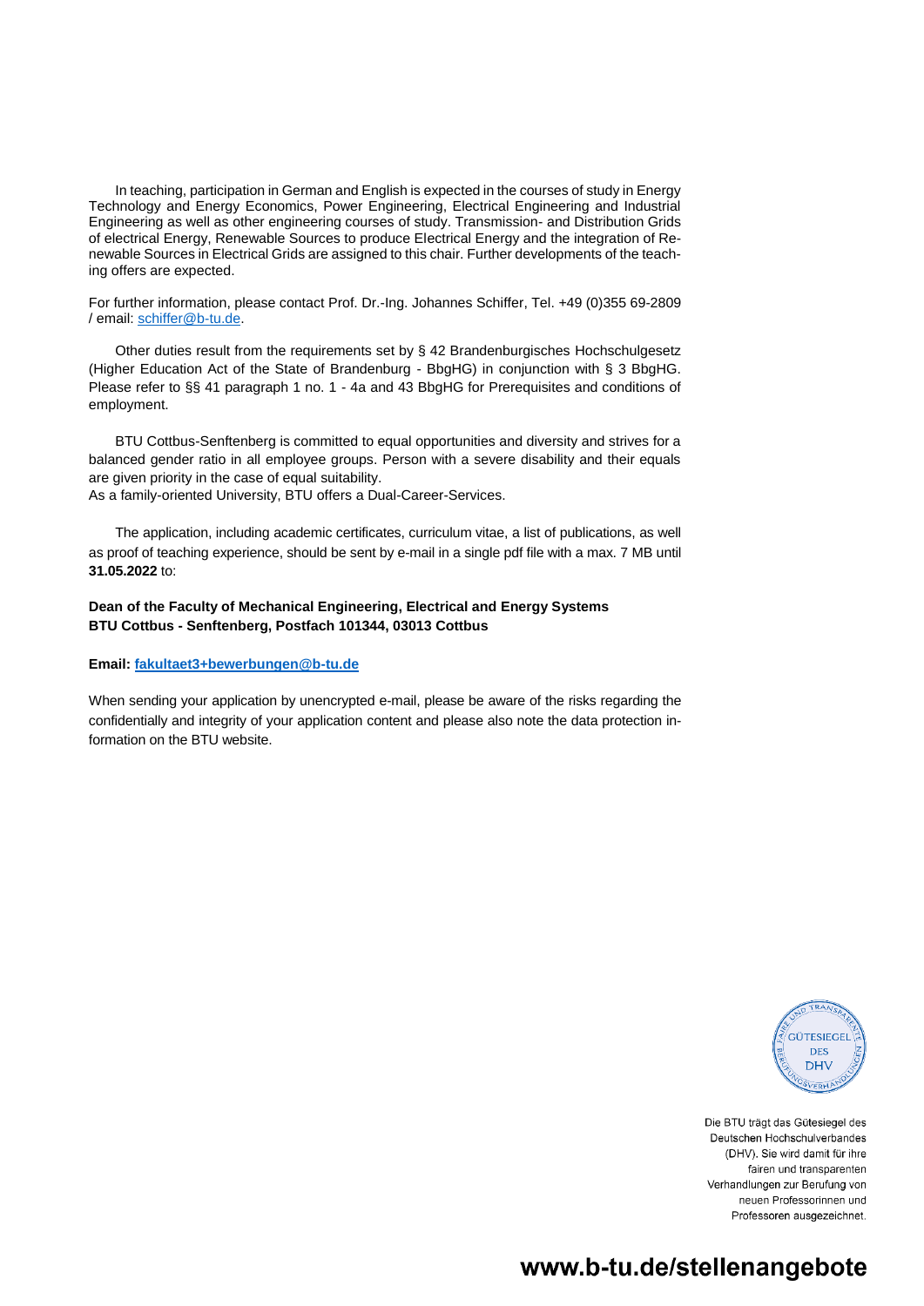In teaching, participation in German and English is expected in the courses of study in Energy Technology and Energy Economics, Power Engineering, Electrical Engineering and Industrial Engineering as well as other engineering courses of study. Transmission- and Distribution Grids of electrical Energy, Renewable Sources to produce Electrical Energy and the integration of Renewable Sources in Electrical Grids are assigned to this chair. Further developments of the teaching offers are expected.

For further information, please contact Prof. Dr.-Ing. Johannes Schiffer, Tel. +49 (0)355 69-2809 / email: schiffer@b-tu.de.

Other duties result from the requirements set by § 42 Brandenburgisches Hochschulgesetz (Higher Education Act of the State of Brandenburg - BbgHG) in conjunction with § 3 BbgHG. Please refer to §§ 41 paragraph 1 no. 1 - 4a and 43 BbgHG for Prerequisites and conditions of employment.

BTU Cottbus-Senftenberg is committed to equal opportunities and diversity and strives for a balanced gender ratio in all employee groups. Person with a severe disability and their equals are given priority in the case of equal suitability.
As a family-oriented University, BTU offers a Dual-Career-Services.

The application, including academic certificates, curriculum vitae, a list of publications, as well as proof of teaching experience, should be sent by e-mail in a single pdf file with a max. 7 MB until **31.05.2022** to:

**Dean of the Faculty of Mechanical Engineering, Electrical and Energy Systems**
**BTU Cottbus - Senftenberg, Postfach 101344, 03013 Cottbus**

**Email: fakultaet3+bewerbungen@b-tu.de**

When sending your application by unencrypted e-mail, please be aware of the risks regarding the confidentially and integrity of your application content and please also note the data protection information on the BTU website.

FAIRE UND TRANSPARENTE BERUFUNGSVERHANDLUNGEN
GÜTESIEGEL DES DHV

Die BTU trägt das Gütesiegel des Deutschen Hochschulverbandes (DHV). Sie wird damit für ihre fairen und transparenten Verhandlungen zur Berufung von neuen Professorinnen und Professoren ausgezeichnet.

**www.b-tu.de/stellenangebote**